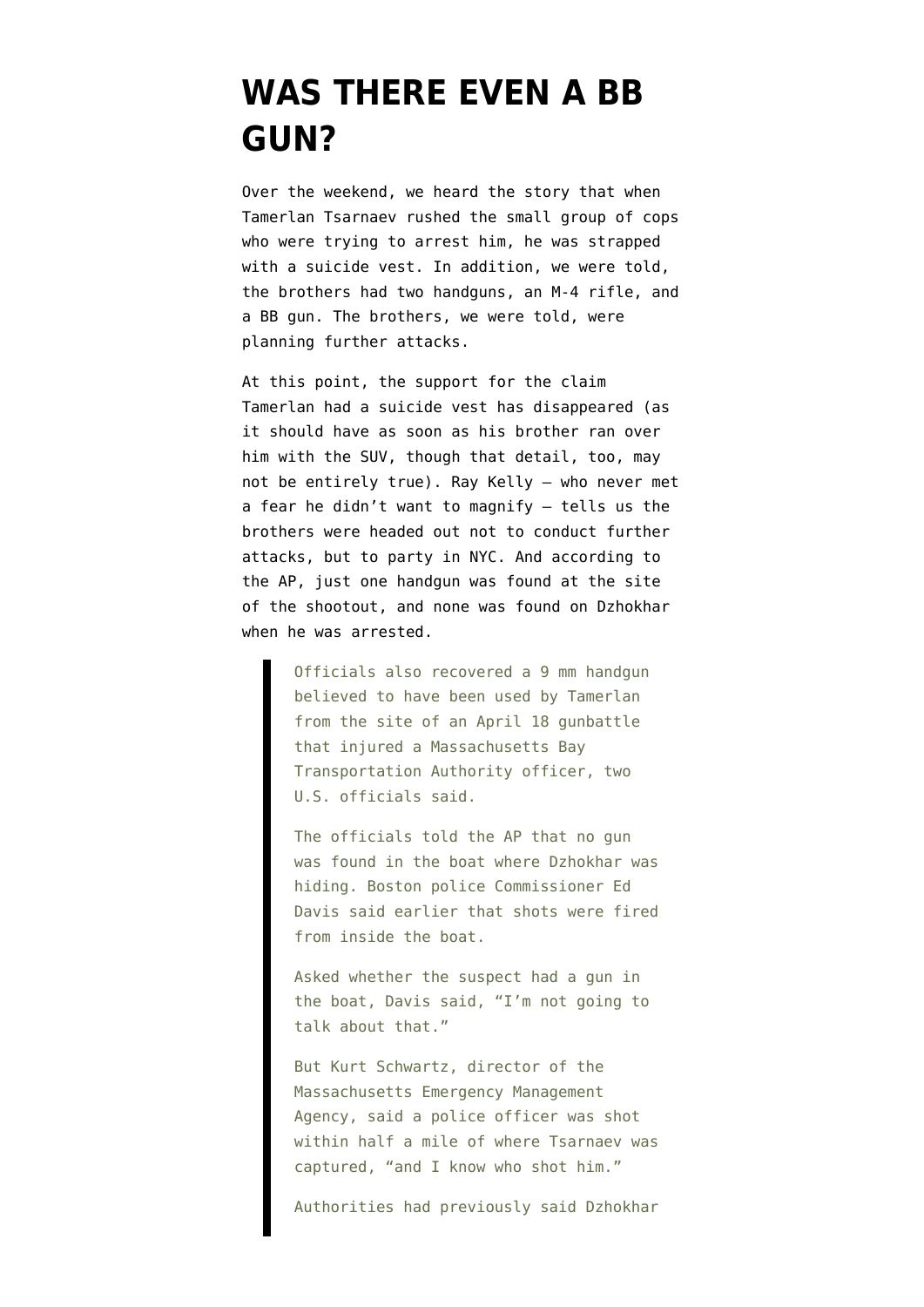# WAS THERE EVEN A BB GUN?

Over the weekend, we heard the story that when Tamerlan Tsarnaev rushed the small group of cops who were trying to arrest him, he was strapped with a suicide vest. In addition, we were told, the brothers had two handguns, an M-4 rifle, and a BB gun. The brothers, we were told, were planning further attacks.

At this point, the support for the claim Tamerlan had a suicide vest has disappeared (as it should have as soon as his brother ran over him with the SUV, though that detail, too, may not be entirely true). Ray Kelly — who never met a fear he didn't want to magnify — tells us the brothers were headed out not to conduct further attacks, but to party in NYC. And according to the AP, just one handgun was found at the site of the shootout, and none was found on Dzhokhar when he was arrested.

> Officials also recovered a 9 mm handgun believed to have been used by Tamerlan from the site of an April 18 gunbattle that injured a Massachusetts Bay Transportation Authority officer, two U.S. officials said.
>
> The officials told the AP that no gun was found in the boat where Dzhokhar was hiding. Boston police Commissioner Ed Davis said earlier that shots were fired from inside the boat.
>
> Asked whether the suspect had a gun in the boat, Davis said, "I'm not going to talk about that."
>
> But Kurt Schwartz, director of the Massachusetts Emergency Management Agency, said a police officer was shot within half a mile of where Tsarnaev was captured, "and I know who shot him."
>
> Authorities had previously said Dzhokhar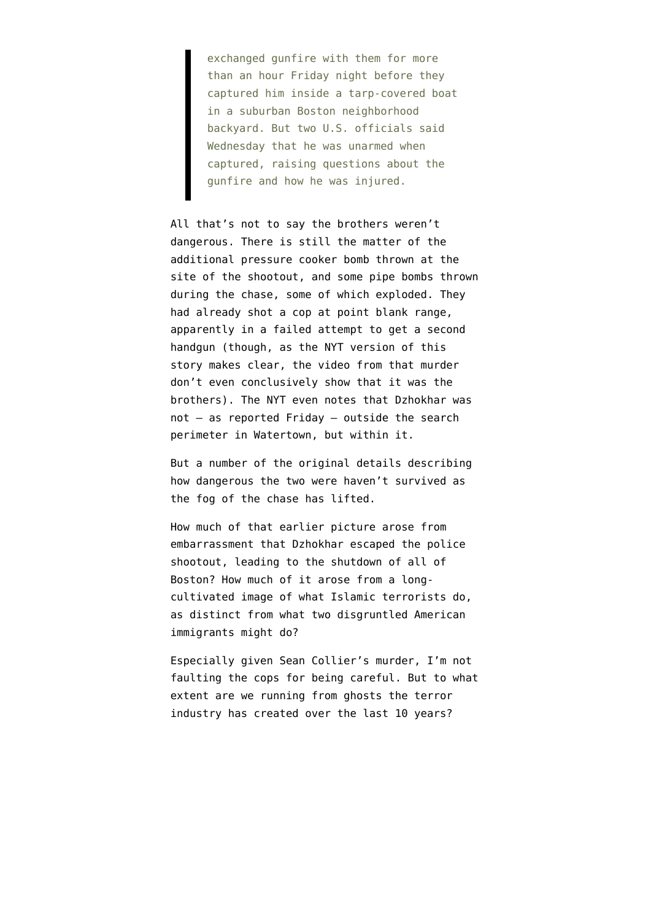> exchanged gunfire with them for more than an hour Friday night before they captured him inside a tarp-covered boat in a suburban Boston neighborhood backyard. But two U.S. officials said Wednesday that he was unarmed when captured, raising questions about the gunfire and how he was injured.

All that's not to say the brothers weren't dangerous. There is still the matter of the additional pressure cooker bomb thrown at the site of the shootout, and some pipe bombs thrown during the chase, some of which exploded. They had already shot a cop at point blank range, apparently in a failed attempt to get a second handgun (though, as the NYT version of this story makes clear, the video from that murder don't even conclusively show that it was the brothers). The NYT even notes that Dzhokhar was not — as reported Friday — outside the search perimeter in Watertown, but within it.

But a number of the original details describing how dangerous the two were haven't survived as the fog of the chase has lifted.

How much of that earlier picture arose from embarrassment that Dzhokhar escaped the police shootout, leading to the shutdown of all of Boston? How much of it arose from a long-cultivated image of what Islamic terrorists do, as distinct from what two disgruntled American immigrants might do?

Especially given Sean Collier's murder, I'm not faulting the cops for being careful. But to what extent are we running from ghosts the terror industry has created over the last 10 years?